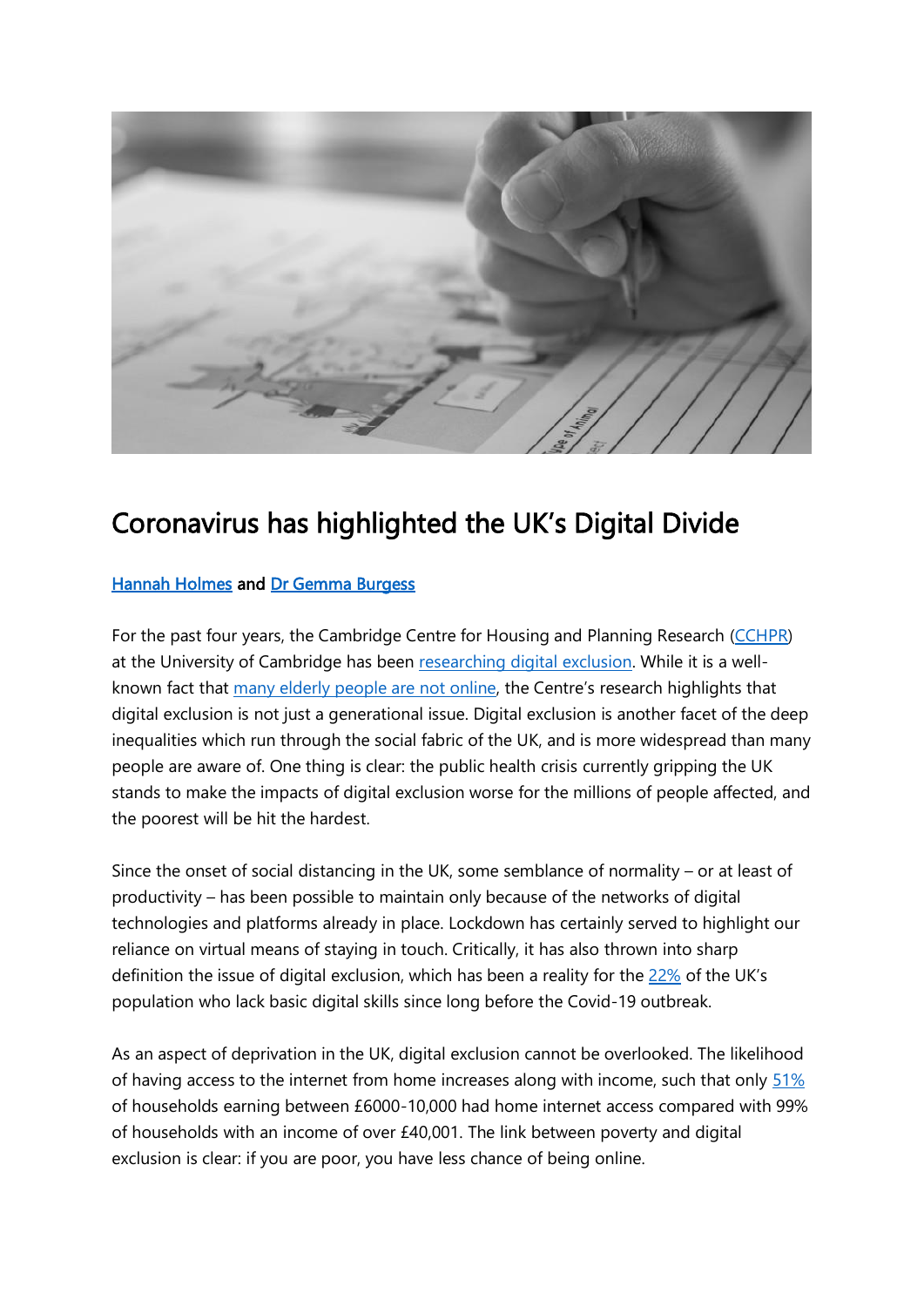# Coronavirus has highlighted the UK's Digital Divide

**Hannah Holmes and Dr Gemma Burgess**

For the past four years, the Cambridge Centre for Housing and Planning Research (CCHPR) at the University of Cambridge has been researching digital exclusion. While it is a well-known fact that many elderly people are not online, the Centre's research highlights that digital exclusion is not just a generational issue. Digital exclusion is another facet of the deep inequalities which run through the social fabric of the UK, and is more widespread than many people are aware of. One thing is clear: the public health crisis currently gripping the UK stands to make the impacts of digital exclusion worse for the millions of people affected, and the poorest will be hit the hardest.

Since the onset of social distancing in the UK, some semblance of normality – or at least of productivity – has been possible to maintain only because of the networks of digital technologies and platforms already in place. Lockdown has certainly served to highlight our reliance on virtual means of staying in touch. Critically, it has also thrown into sharp definition the issue of digital exclusion, which has been a reality for the 22% of the UK's population who lack basic digital skills since long before the Covid-19 outbreak.

As an aspect of deprivation in the UK, digital exclusion cannot be overlooked. The likelihood of having access to the internet from home increases along with income, such that only 51% of households earning between £6000-10,000 had home internet access compared with 99% of households with an income of over £40,001. The link between poverty and digital exclusion is clear: if you are poor, you have less chance of being online.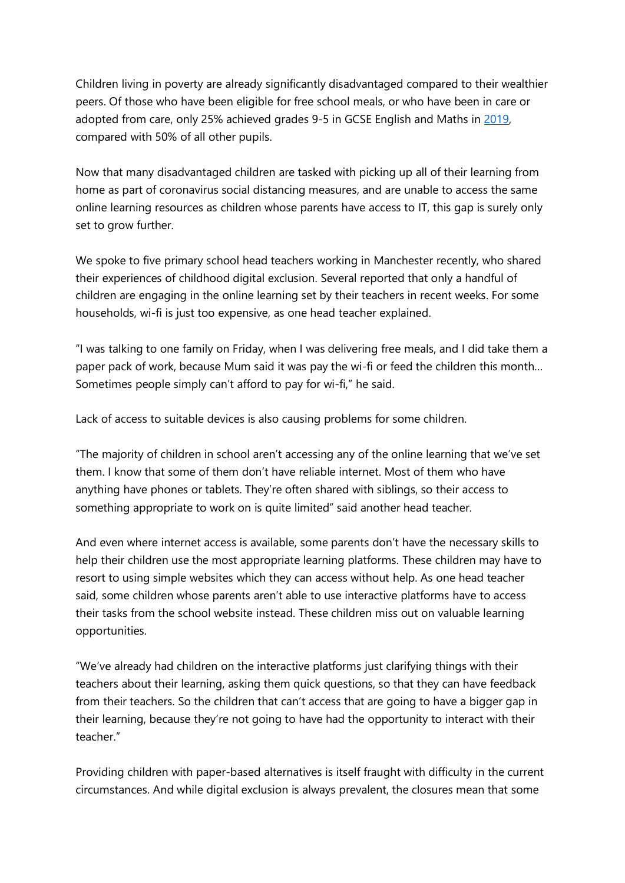Children living in poverty are already significantly disadvantaged compared to their wealthier peers. Of those who have been eligible for free school meals, or who have been in care or adopted from care, only 25% achieved grades 9-5 in GCSE English and Maths in [2019](), compared with 50% of all other pupils.

Now that many disadvantaged children are tasked with picking up all of their learning from home as part of coronavirus social distancing measures, and are unable to access the same online learning resources as children whose parents have access to IT, this gap is surely only set to grow further.

We spoke to five primary school head teachers working in Manchester recently, who shared their experiences of childhood digital exclusion. Several reported that only a handful of children are engaging in the online learning set by their teachers in recent weeks. For some households, wi-fi is just too expensive, as one head teacher explained.

"I was talking to one family on Friday, when I was delivering free meals, and I did take them a paper pack of work, because Mum said it was pay the wi-fi or feed the children this month… Sometimes people simply can't afford to pay for wi-fi," he said.

Lack of access to suitable devices is also causing problems for some children.

"The majority of children in school aren't accessing any of the online learning that we've set them. I know that some of them don't have reliable internet. Most of them who have anything have phones or tablets. They're often shared with siblings, so their access to something appropriate to work on is quite limited" said another head teacher.

And even where internet access is available, some parents don't have the necessary skills to help their children use the most appropriate learning platforms. These children may have to resort to using simple websites which they can access without help. As one head teacher said, some children whose parents aren't able to use interactive platforms have to access their tasks from the school website instead. These children miss out on valuable learning opportunities.

"We've already had children on the interactive platforms just clarifying things with their teachers about their learning, asking them quick questions, so that they can have feedback from their teachers. So the children that can't access that are going to have a bigger gap in their learning, because they're not going to have had the opportunity to interact with their teacher."

Providing children with paper-based alternatives is itself fraught with difficulty in the current circumstances. And while digital exclusion is always prevalent, the closures mean that some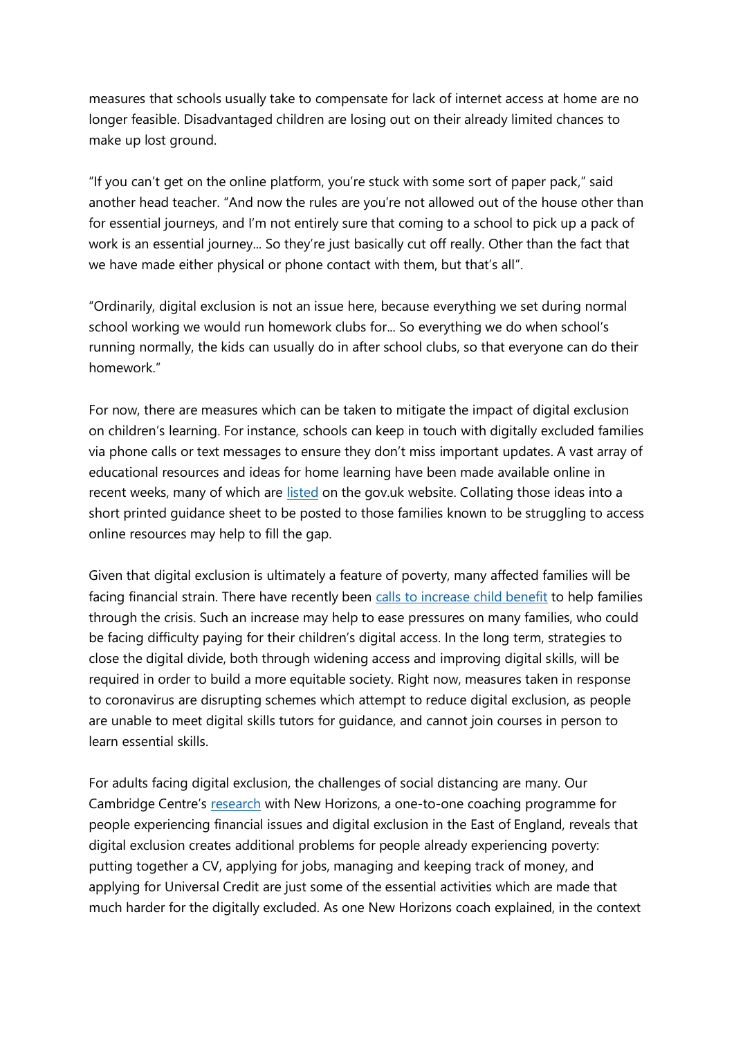measures that schools usually take to compensate for lack of internet access at home are no longer feasible. Disadvantaged children are losing out on their already limited chances to make up lost ground.

"If you can't get on the online platform, you're stuck with some sort of paper pack," said another head teacher. "And now the rules are you're not allowed out of the house other than for essential journeys, and I'm not entirely sure that coming to a school to pick up a pack of work is an essential journey... So they're just basically cut off really. Other than the fact that we have made either physical or phone contact with them, but that's all".

"Ordinarily, digital exclusion is not an issue here, because everything we set during normal school working we would run homework clubs for... So everything we do when school's running normally, the kids can usually do in after school clubs, so that everyone can do their homework."

For now, there are measures which can be taken to mitigate the impact of digital exclusion on children's learning. For instance, schools can keep in touch with digitally excluded families via phone calls or text messages to ensure they don't miss important updates. A vast array of educational resources and ideas for home learning have been made available online in recent weeks, many of which are [listed]() on the gov.uk website. Collating those ideas into a short printed guidance sheet to be posted to those families known to be struggling to access online resources may help to fill the gap.

Given that digital exclusion is ultimately a feature of poverty, many affected families will be facing financial strain. There have recently been [calls to increase child benefit]() to help families through the crisis. Such an increase may help to ease pressures on many families, who could be facing difficulty paying for their children's digital access. In the long term, strategies to close the digital divide, both through widening access and improving digital skills, will be required in order to build a more equitable society. Right now, measures taken in response to coronavirus are disrupting schemes which attempt to reduce digital exclusion, as people are unable to meet digital skills tutors for guidance, and cannot join courses in person to learn essential skills.

For adults facing digital exclusion, the challenges of social distancing are many. Our Cambridge Centre's [research]() with New Horizons, a one-to-one coaching programme for people experiencing financial issues and digital exclusion in the East of England, reveals that digital exclusion creates additional problems for people already experiencing poverty: putting together a CV, applying for jobs, managing and keeping track of money, and applying for Universal Credit are just some of the essential activities which are made that much harder for the digitally excluded. As one New Horizons coach explained, in the context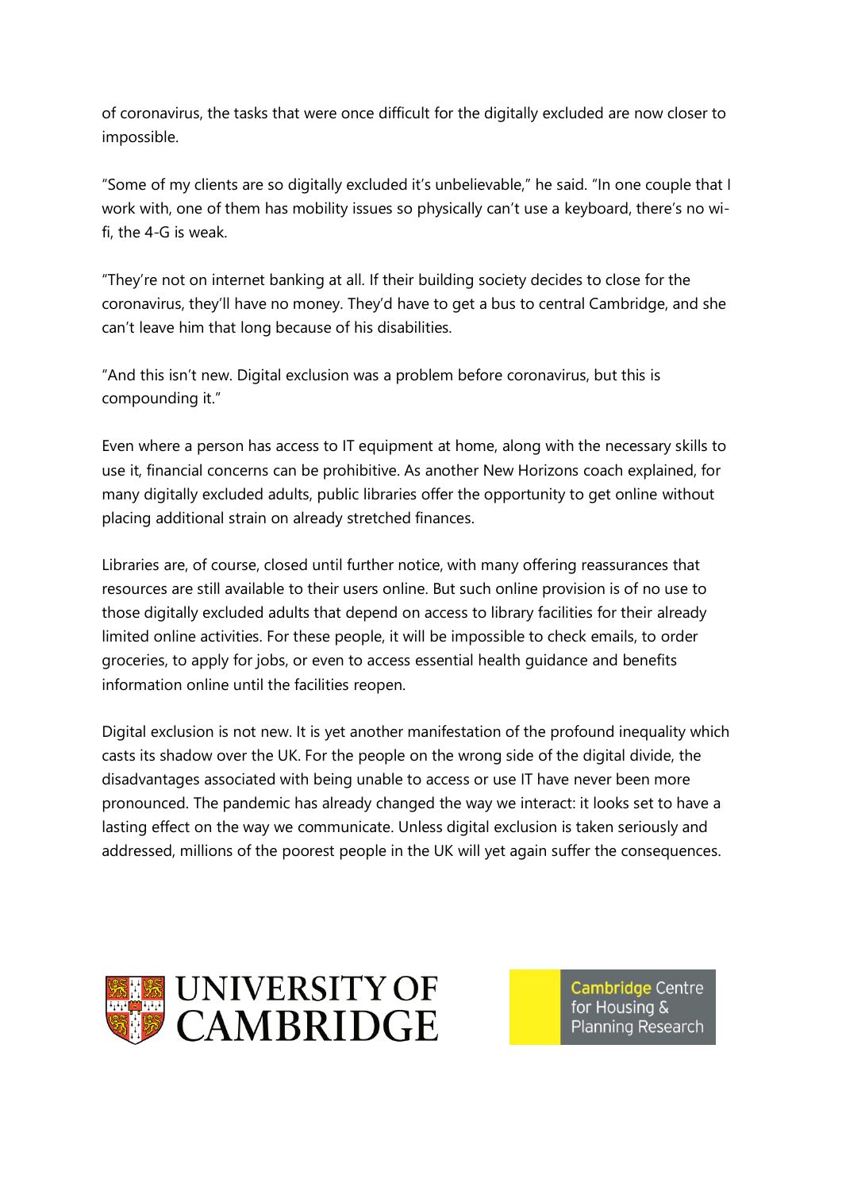of coronavirus, the tasks that were once difficult for the digitally excluded are now closer to impossible.

"Some of my clients are so digitally excluded it's unbelievable," he said. "In one couple that I work with, one of them has mobility issues so physically can't use a keyboard, there's no wi-fi, the 4-G is weak.

"They're not on internet banking at all. If their building society decides to close for the coronavirus, they'll have no money. They'd have to get a bus to central Cambridge, and she can't leave him that long because of his disabilities.

"And this isn't new. Digital exclusion was a problem before coronavirus, but this is compounding it."

Even where a person has access to IT equipment at home, along with the necessary skills to use it, financial concerns can be prohibitive. As another New Horizons coach explained, for many digitally excluded adults, public libraries offer the opportunity to get online without placing additional strain on already stretched finances.

Libraries are, of course, closed until further notice, with many offering reassurances that resources are still available to their users online. But such online provision is of no use to those digitally excluded adults that depend on access to library facilities for their already limited online activities. For these people, it will be impossible to check emails, to order groceries, to apply for jobs, or even to access essential health guidance and benefits information online until the facilities reopen.

Digital exclusion is not new. It is yet another manifestation of the profound inequality which casts its shadow over the UK. For the people on the wrong side of the digital divide, the disadvantages associated with being unable to access or use IT have never been more pronounced. The pandemic has already changed the way we interact: it looks set to have a lasting effect on the way we communicate. Unless digital exclusion is taken seriously and addressed, millions of the poorest people in the UK will yet again suffer the consequences.

UNIVERSITY OF CAMBRIDGE

Cambridge Centre for Housing & Planning Research